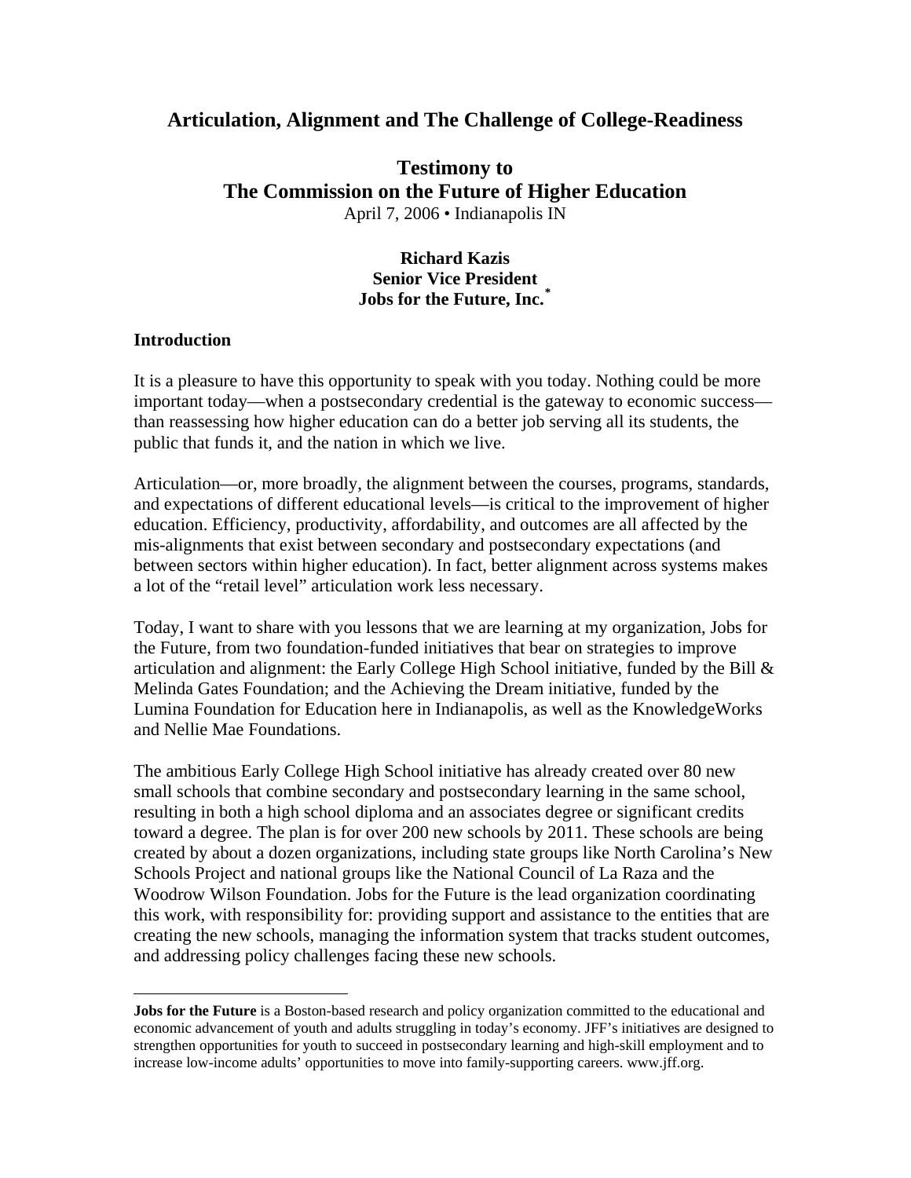# Articulation, Alignment and The Challenge of College-Readiness

## Testimony to
## The Commission on the Future of Higher Education

April 7, 2006 • Indianapolis IN

**Richard Kazis**
**Senior Vice President**
**Jobs for the Future, Inc.**[*]

### Introduction

It is a pleasure to have this opportunity to speak with you today. Nothing could be more important today—when a postsecondary credential is the gateway to economic success—than reassessing how higher education can do a better job serving all its students, the public that funds it, and the nation in which we live.

Articulation—or, more broadly, the alignment between the courses, programs, standards, and expectations of different educational levels—is critical to the improvement of higher education. Efficiency, productivity, affordability, and outcomes are all affected by the mis-alignments that exist between secondary and postsecondary expectations (and between sectors within higher education). In fact, better alignment across systems makes a lot of the "retail level" articulation work less necessary.

Today, I want to share with you lessons that we are learning at my organization, Jobs for the Future, from two foundation-funded initiatives that bear on strategies to improve articulation and alignment: the Early College High School initiative, funded by the Bill & Melinda Gates Foundation; and the Achieving the Dream initiative, funded by the Lumina Foundation for Education here in Indianapolis, as well as the KnowledgeWorks and Nellie Mae Foundations.

The ambitious Early College High School initiative has already created over 80 new small schools that combine secondary and postsecondary learning in the same school, resulting in both a high school diploma and an associates degree or significant credits toward a degree. The plan is for over 200 new schools by 2011. These schools are being created by about a dozen organizations, including state groups like North Carolina's New Schools Project and national groups like the National Council of La Raza and the Woodrow Wilson Foundation. Jobs for the Future is the lead organization coordinating this work, with responsibility for: providing support and assistance to the entities that are creating the new schools, managing the information system that tracks student outcomes, and addressing policy challenges facing these new schools.

---

[*] **Jobs for the Future** is a Boston-based research and policy organization committed to the educational and economic advancement of youth and adults struggling in today's economy. JFF's initiatives are designed to strengthen opportunities for youth to succeed in postsecondary learning and high-skill employment and to increase low-income adults' opportunities to move into family-supporting careers. www.jff.org.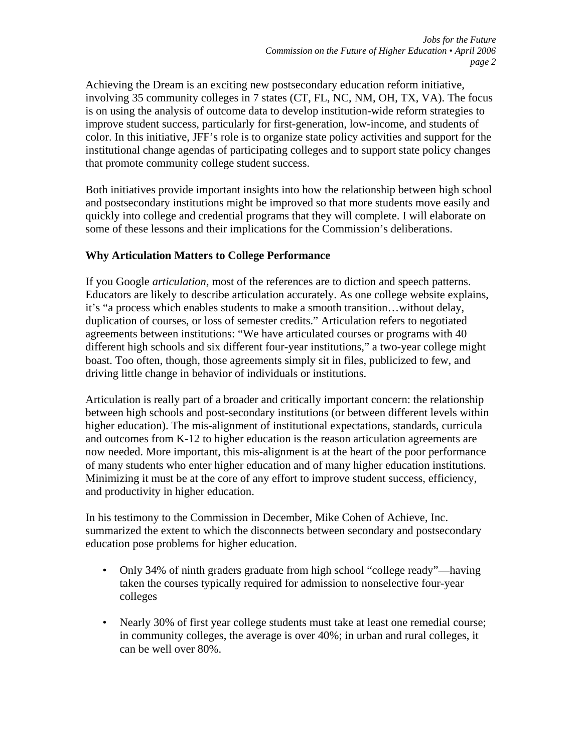Achieving the Dream is an exciting new postsecondary education reform initiative, involving 35 community colleges in 7 states (CT, FL, NC, NM, OH, TX, VA). The focus is on using the analysis of outcome data to develop institution-wide reform strategies to improve student success, particularly for first-generation, low-income, and students of color. In this initiative, JFF's role is to organize state policy activities and support for the institutional change agendas of participating colleges and to support state policy changes that promote community college student success.

Both initiatives provide important insights into how the relationship between high school and postsecondary institutions might be improved so that more students move easily and quickly into college and credential programs that they will complete. I will elaborate on some of these lessons and their implications for the Commission's deliberations.

## Why Articulation Matters to College Performance

If you Google *articulation,* most of the references are to diction and speech patterns. Educators are likely to describe articulation accurately. As one college website explains, it's "a process which enables students to make a smooth transition…without delay, duplication of courses, or loss of semester credits." Articulation refers to negotiated agreements between institutions: "We have articulated courses or programs with 40 different high schools and six different four-year institutions," a two-year college might boast. Too often, though, those agreements simply sit in files, publicized to few, and driving little change in behavior of individuals or institutions.

Articulation is really part of a broader and critically important concern: the relationship between high schools and post-secondary institutions (or between different levels within higher education). The mis-alignment of institutional expectations, standards, curricula and outcomes from K-12 to higher education is the reason articulation agreements are now needed. More important, this mis-alignment is at the heart of the poor performance of many students who enter higher education and of many higher education institutions. Minimizing it must be at the core of any effort to improve student success, efficiency, and productivity in higher education.

In his testimony to the Commission in December, Mike Cohen of Achieve, Inc. summarized the extent to which the disconnects between secondary and postsecondary education pose problems for higher education.

- Only 34% of ninth graders graduate from high school "college ready"—having taken the courses typically required for admission to nonselective four-year colleges
- Nearly 30% of first year college students must take at least one remedial course; in community colleges, the average is over 40%; in urban and rural colleges, it can be well over 80%.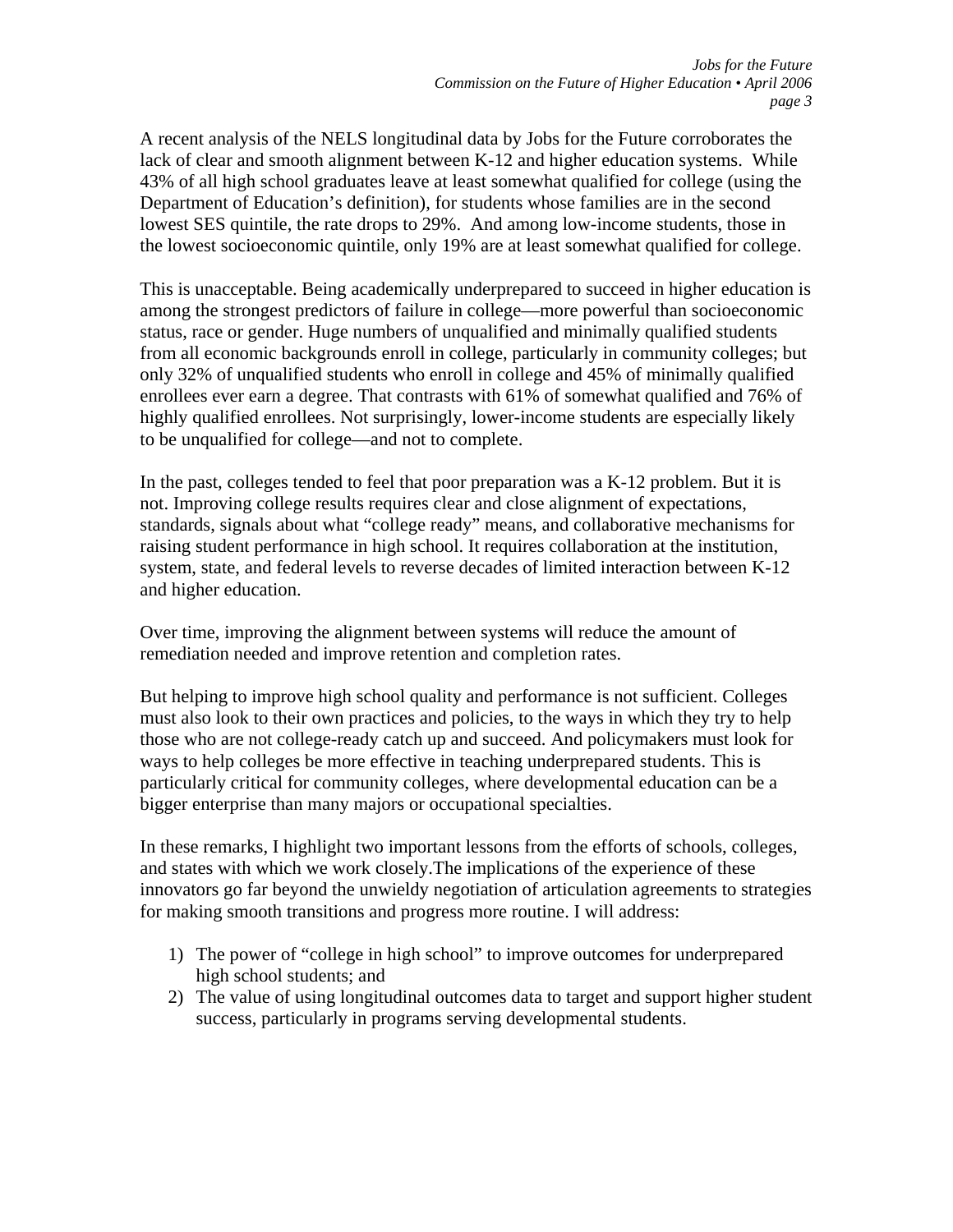A recent analysis of the NELS longitudinal data by Jobs for the Future corroborates the lack of clear and smooth alignment between K-12 and higher education systems. While 43% of all high school graduates leave at least somewhat qualified for college (using the Department of Education's definition), for students whose families are in the second lowest SES quintile, the rate drops to 29%. And among low-income students, those in the lowest socioeconomic quintile, only 19% are at least somewhat qualified for college.

This is unacceptable. Being academically underprepared to succeed in higher education is among the strongest predictors of failure in college—more powerful than socioeconomic status, race or gender. Huge numbers of unqualified and minimally qualified students from all economic backgrounds enroll in college, particularly in community colleges; but only 32% of unqualified students who enroll in college and 45% of minimally qualified enrollees ever earn a degree. That contrasts with 61% of somewhat qualified and 76% of highly qualified enrollees. Not surprisingly, lower-income students are especially likely to be unqualified for college—and not to complete.

In the past, colleges tended to feel that poor preparation was a K-12 problem. But it is not. Improving college results requires clear and close alignment of expectations, standards, signals about what "college ready" means, and collaborative mechanisms for raising student performance in high school. It requires collaboration at the institution, system, state, and federal levels to reverse decades of limited interaction between K-12 and higher education.

Over time, improving the alignment between systems will reduce the amount of remediation needed and improve retention and completion rates.

But helping to improve high school quality and performance is not sufficient. Colleges must also look to their own practices and policies, to the ways in which they try to help those who are not college-ready catch up and succeed. And policymakers must look for ways to help colleges be more effective in teaching underprepared students. This is particularly critical for community colleges, where developmental education can be a bigger enterprise than many majors or occupational specialties.

In these remarks, I highlight two important lessons from the efforts of schools, colleges, and states with which we work closely.The implications of the experience of these innovators go far beyond the unwieldy negotiation of articulation agreements to strategies for making smooth transitions and progress more routine. I will address:

1) The power of "college in high school" to improve outcomes for underprepared high school students; and
2) The value of using longitudinal outcomes data to target and support higher student success, particularly in programs serving developmental students.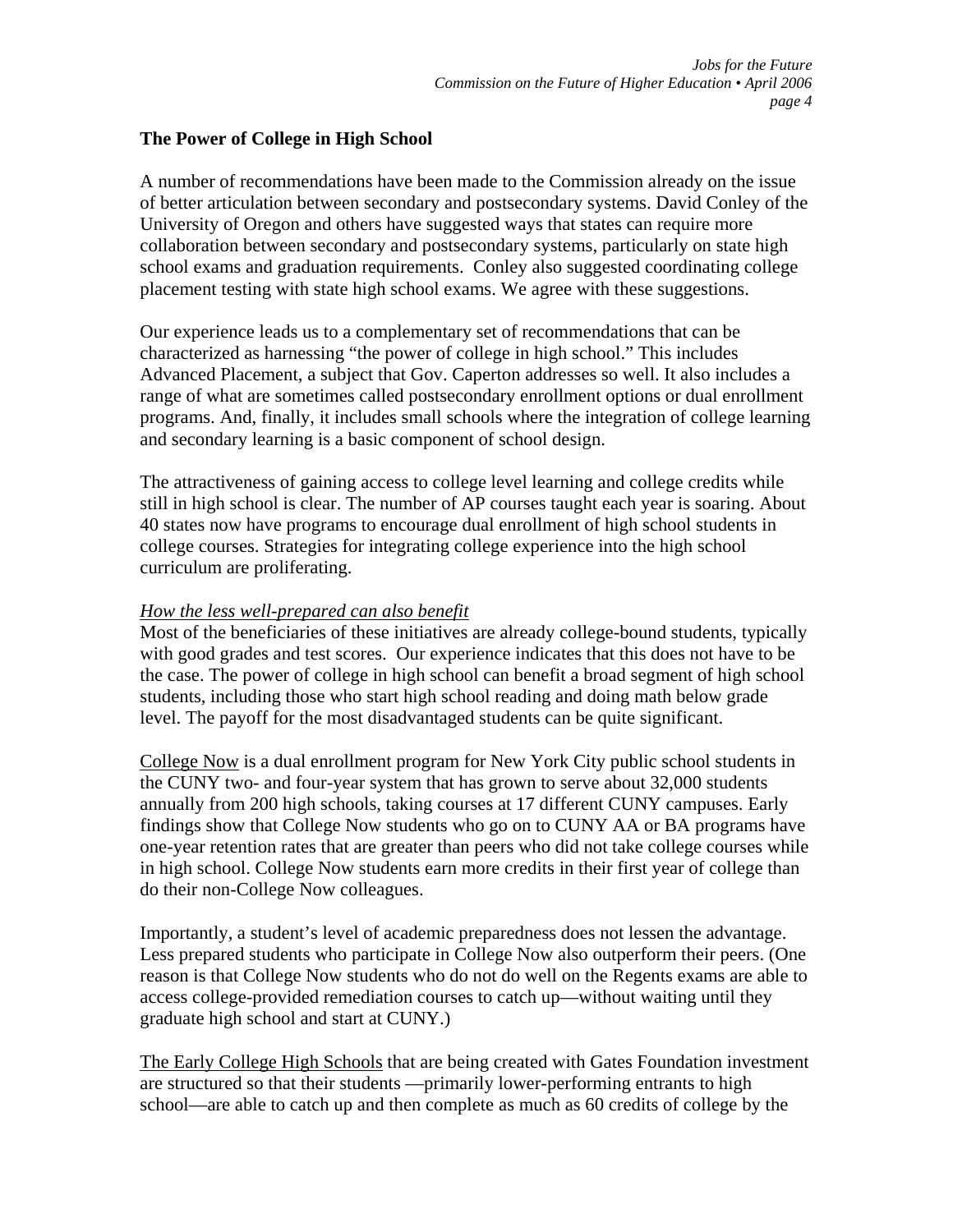## The Power of College in High School

A number of recommendations have been made to the Commission already on the issue of better articulation between secondary and postsecondary systems. David Conley of the University of Oregon and others have suggested ways that states can require more collaboration between secondary and postsecondary systems, particularly on state high school exams and graduation requirements. Conley also suggested coordinating college placement testing with state high school exams. We agree with these suggestions.

Our experience leads us to a complementary set of recommendations that can be characterized as harnessing "the power of college in high school." This includes Advanced Placement, a subject that Gov. Caperton addresses so well. It also includes a range of what are sometimes called postsecondary enrollment options or dual enrollment programs. And, finally, it includes small schools where the integration of college learning and secondary learning is a basic component of school design.

The attractiveness of gaining access to college level learning and college credits while still in high school is clear. The number of AP courses taught each year is soaring. About 40 states now have programs to encourage dual enrollment of high school students in college courses. Strategies for integrating college experience into the high school curriculum are proliferating.

*How the less well-prepared can also benefit*

Most of the beneficiaries of these initiatives are already college-bound students, typically with good grades and test scores. Our experience indicates that this does not have to be the case. The power of college in high school can benefit a broad segment of high school students, including those who start high school reading and doing math below grade level. The payoff for the most disadvantaged students can be quite significant.

College Now is a dual enrollment program for New York City public school students in the CUNY two- and four-year system that has grown to serve about 32,000 students annually from 200 high schools, taking courses at 17 different CUNY campuses. Early findings show that College Now students who go on to CUNY AA or BA programs have one-year retention rates that are greater than peers who did not take college courses while in high school. College Now students earn more credits in their first year of college than do their non-College Now colleagues.

Importantly, a student's level of academic preparedness does not lessen the advantage. Less prepared students who participate in College Now also outperform their peers. (One reason is that College Now students who do not do well on the Regents exams are able to access college-provided remediation courses to catch up—without waiting until they graduate high school and start at CUNY.)

The Early College High Schools that are being created with Gates Foundation investment are structured so that their students —primarily lower-performing entrants to high school—are able to catch up and then complete as much as 60 credits of college by the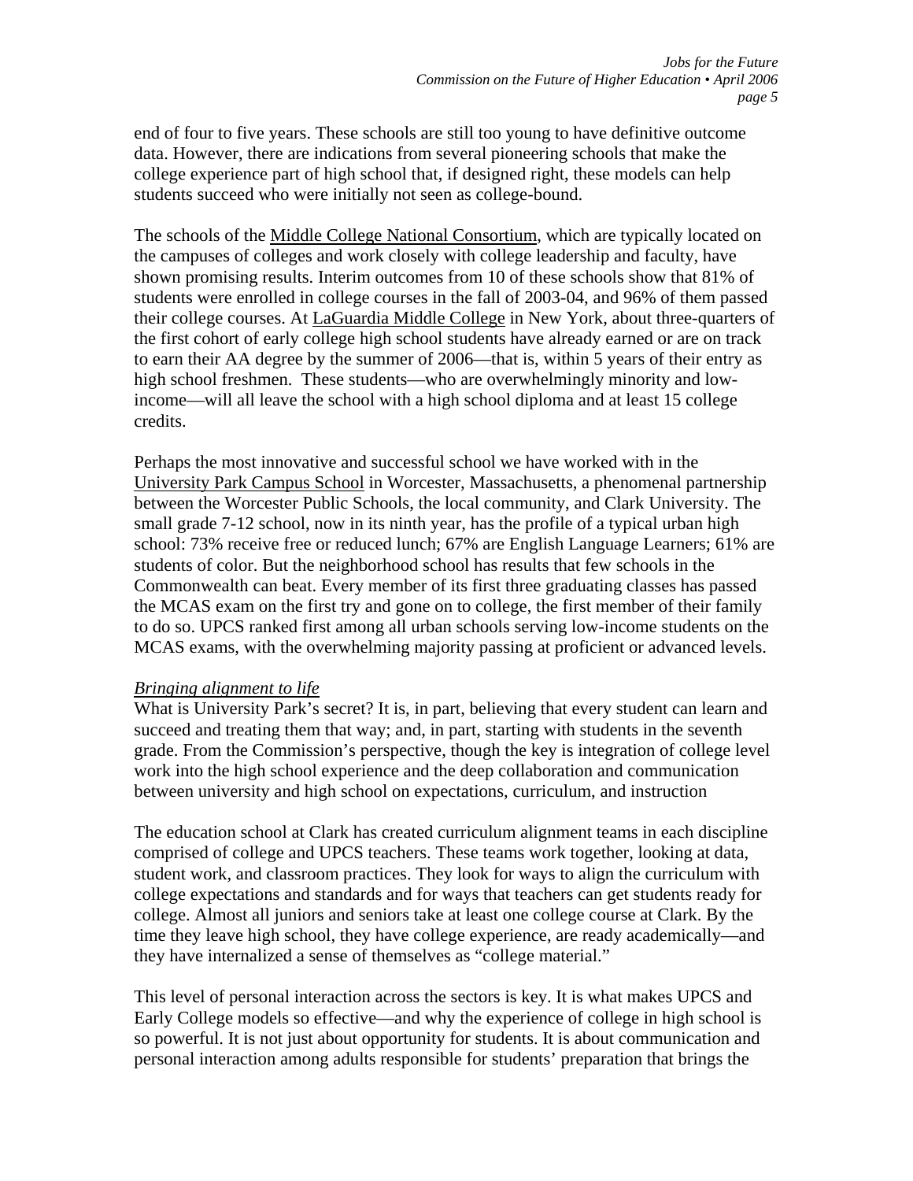end of four to five years. These schools are still too young to have definitive outcome data. However, there are indications from several pioneering schools that make the college experience part of high school that, if designed right, these models can help students succeed who were initially not seen as college-bound.

The schools of the Middle College National Consortium, which are typically located on the campuses of colleges and work closely with college leadership and faculty, have shown promising results. Interim outcomes from 10 of these schools show that 81% of students were enrolled in college courses in the fall of 2003-04, and 96% of them passed their college courses. At LaGuardia Middle College in New York, about three-quarters of the first cohort of early college high school students have already earned or are on track to earn their AA degree by the summer of 2006—that is, within 5 years of their entry as high school freshmen. These students—who are overwhelmingly minority and low-income—will all leave the school with a high school diploma and at least 15 college credits.

Perhaps the most innovative and successful school we have worked with in the University Park Campus School in Worcester, Massachusetts, a phenomenal partnership between the Worcester Public Schools, the local community, and Clark University. The small grade 7-12 school, now in its ninth year, has the profile of a typical urban high school: 73% receive free or reduced lunch; 67% are English Language Learners; 61% are students of color. But the neighborhood school has results that few schools in the Commonwealth can beat. Every member of its first three graduating classes has passed the MCAS exam on the first try and gone on to college, the first member of their family to do so. UPCS ranked first among all urban schools serving low-income students on the MCAS exams, with the overwhelming majority passing at proficient or advanced levels.

*Bringing alignment to life*

What is University Park's secret? It is, in part, believing that every student can learn and succeed and treating them that way; and, in part, starting with students in the seventh grade. From the Commission's perspective, though the key is integration of college level work into the high school experience and the deep collaboration and communication between university and high school on expectations, curriculum, and instruction

The education school at Clark has created curriculum alignment teams in each discipline comprised of college and UPCS teachers. These teams work together, looking at data, student work, and classroom practices. They look for ways to align the curriculum with college expectations and standards and for ways that teachers can get students ready for college. Almost all juniors and seniors take at least one college course at Clark. By the time they leave high school, they have college experience, are ready academically—and they have internalized a sense of themselves as "college material."

This level of personal interaction across the sectors is key. It is what makes UPCS and Early College models so effective—and why the experience of college in high school is so powerful. It is not just about opportunity for students. It is about communication and personal interaction among adults responsible for students' preparation that brings the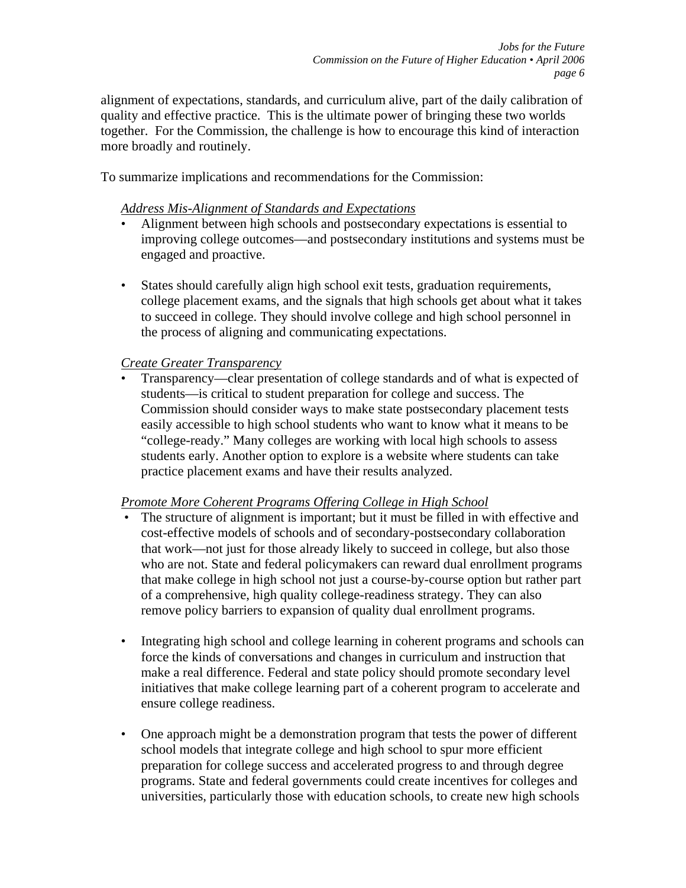alignment of expectations, standards, and curriculum alive, part of the daily calibration of quality and effective practice. This is the ultimate power of bringing these two worlds together. For the Commission, the challenge is how to encourage this kind of interaction more broadly and routinely.

To summarize implications and recommendations for the Commission:

*Address Mis-Alignment of Standards and Expectations*

- Alignment between high schools and postsecondary expectations is essential to improving college outcomes—and postsecondary institutions and systems must be engaged and proactive.

- States should carefully align high school exit tests, graduation requirements, college placement exams, and the signals that high schools get about what it takes to succeed in college. They should involve college and high school personnel in the process of aligning and communicating expectations.

*Create Greater Transparency*

- Transparency—clear presentation of college standards and of what is expected of students—is critical to student preparation for college and success. The Commission should consider ways to make state postsecondary placement tests easily accessible to high school students who want to know what it means to be "college-ready." Many colleges are working with local high schools to assess students early. Another option to explore is a website where students can take practice placement exams and have their results analyzed.

*Promote More Coherent Programs Offering College in High School*

- The structure of alignment is important; but it must be filled in with effective and cost-effective models of schools and of secondary-postsecondary collaboration that work—not just for those already likely to succeed in college, but also those who are not. State and federal policymakers can reward dual enrollment programs that make college in high school not just a course-by-course option but rather part of a comprehensive, high quality college-readiness strategy. They can also remove policy barriers to expansion of quality dual enrollment programs.

- Integrating high school and college learning in coherent programs and schools can force the kinds of conversations and changes in curriculum and instruction that make a real difference. Federal and state policy should promote secondary level initiatives that make college learning part of a coherent program to accelerate and ensure college readiness.

- One approach might be a demonstration program that tests the power of different school models that integrate college and high school to spur more efficient preparation for college success and accelerated progress to and through degree programs. State and federal governments could create incentives for colleges and universities, particularly those with education schools, to create new high schools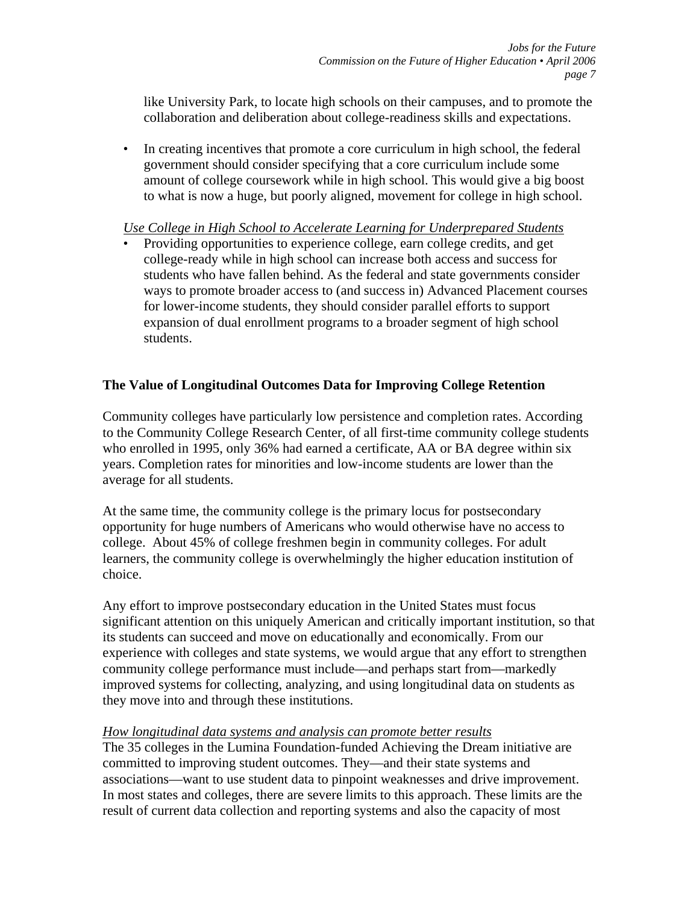like University Park, to locate high schools on their campuses, and to promote the collaboration and deliberation about college-readiness skills and expectations.

- In creating incentives that promote a core curriculum in high school, the federal government should consider specifying that a core curriculum include some amount of college coursework while in high school. This would give a big boost to what is now a huge, but poorly aligned, movement for college in high school.

*Use College in High School to Accelerate Learning for Underprepared Students*

- Providing opportunities to experience college, earn college credits, and get college-ready while in high school can increase both access and success for students who have fallen behind. As the federal and state governments consider ways to promote broader access to (and success in) Advanced Placement courses for lower-income students, they should consider parallel efforts to support expansion of dual enrollment programs to a broader segment of high school students.

## The Value of Longitudinal Outcomes Data for Improving College Retention

Community colleges have particularly low persistence and completion rates. According to the Community College Research Center, of all first-time community college students who enrolled in 1995, only 36% had earned a certificate, AA or BA degree within six years. Completion rates for minorities and low-income students are lower than the average for all students.

At the same time, the community college is the primary locus for postsecondary opportunity for huge numbers of Americans who would otherwise have no access to college. About 45% of college freshmen begin in community colleges. For adult learners, the community college is overwhelmingly the higher education institution of choice.

Any effort to improve postsecondary education in the United States must focus significant attention on this uniquely American and critically important institution, so that its students can succeed and move on educationally and economically. From our experience with colleges and state systems, we would argue that any effort to strengthen community college performance must include—and perhaps start from—markedly improved systems for collecting, analyzing, and using longitudinal data on students as they move into and through these institutions.

*How longitudinal data systems and analysis can promote better results*

The 35 colleges in the Lumina Foundation-funded Achieving the Dream initiative are committed to improving student outcomes. They—and their state systems and associations—want to use student data to pinpoint weaknesses and drive improvement. In most states and colleges, there are severe limits to this approach. These limits are the result of current data collection and reporting systems and also the capacity of most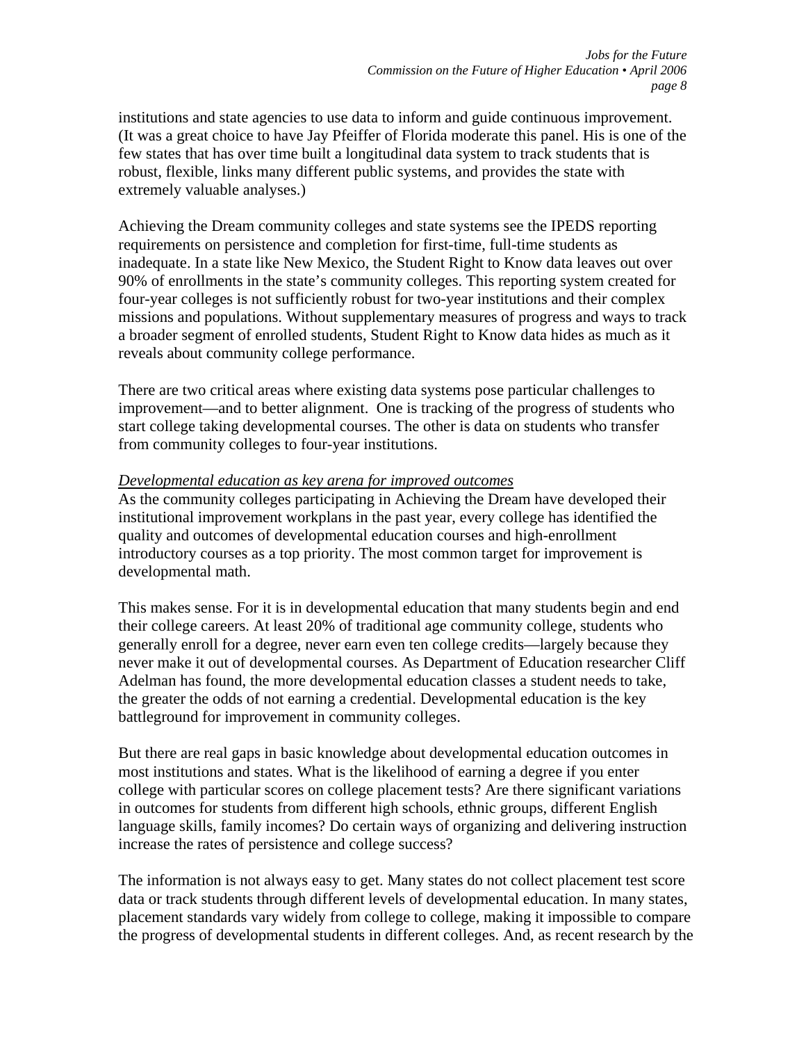institutions and state agencies to use data to inform and guide continuous improvement. (It was a great choice to have Jay Pfeiffer of Florida moderate this panel. His is one of the few states that has over time built a longitudinal data system to track students that is robust, flexible, links many different public systems, and provides the state with extremely valuable analyses.)

Achieving the Dream community colleges and state systems see the IPEDS reporting requirements on persistence and completion for first-time, full-time students as inadequate. In a state like New Mexico, the Student Right to Know data leaves out over 90% of enrollments in the state's community colleges. This reporting system created for four-year colleges is not sufficiently robust for two-year institutions and their complex missions and populations. Without supplementary measures of progress and ways to track a broader segment of enrolled students, Student Right to Know data hides as much as it reveals about community college performance.

There are two critical areas where existing data systems pose particular challenges to improvement—and to better alignment. One is tracking of the progress of students who start college taking developmental courses. The other is data on students who transfer from community colleges to four-year institutions.

*Developmental education as key arena for improved outcomes*

As the community colleges participating in Achieving the Dream have developed their institutional improvement workplans in the past year, every college has identified the quality and outcomes of developmental education courses and high-enrollment introductory courses as a top priority. The most common target for improvement is developmental math.

This makes sense. For it is in developmental education that many students begin and end their college careers. At least 20% of traditional age community college, students who generally enroll for a degree, never earn even ten college credits—largely because they never make it out of developmental courses. As Department of Education researcher Cliff Adelman has found, the more developmental education classes a student needs to take, the greater the odds of not earning a credential. Developmental education is the key battleground for improvement in community colleges.

But there are real gaps in basic knowledge about developmental education outcomes in most institutions and states. What is the likelihood of earning a degree if you enter college with particular scores on college placement tests? Are there significant variations in outcomes for students from different high schools, ethnic groups, different English language skills, family incomes? Do certain ways of organizing and delivering instruction increase the rates of persistence and college success?

The information is not always easy to get. Many states do not collect placement test score data or track students through different levels of developmental education. In many states, placement standards vary widely from college to college, making it impossible to compare the progress of developmental students in different colleges. And, as recent research by the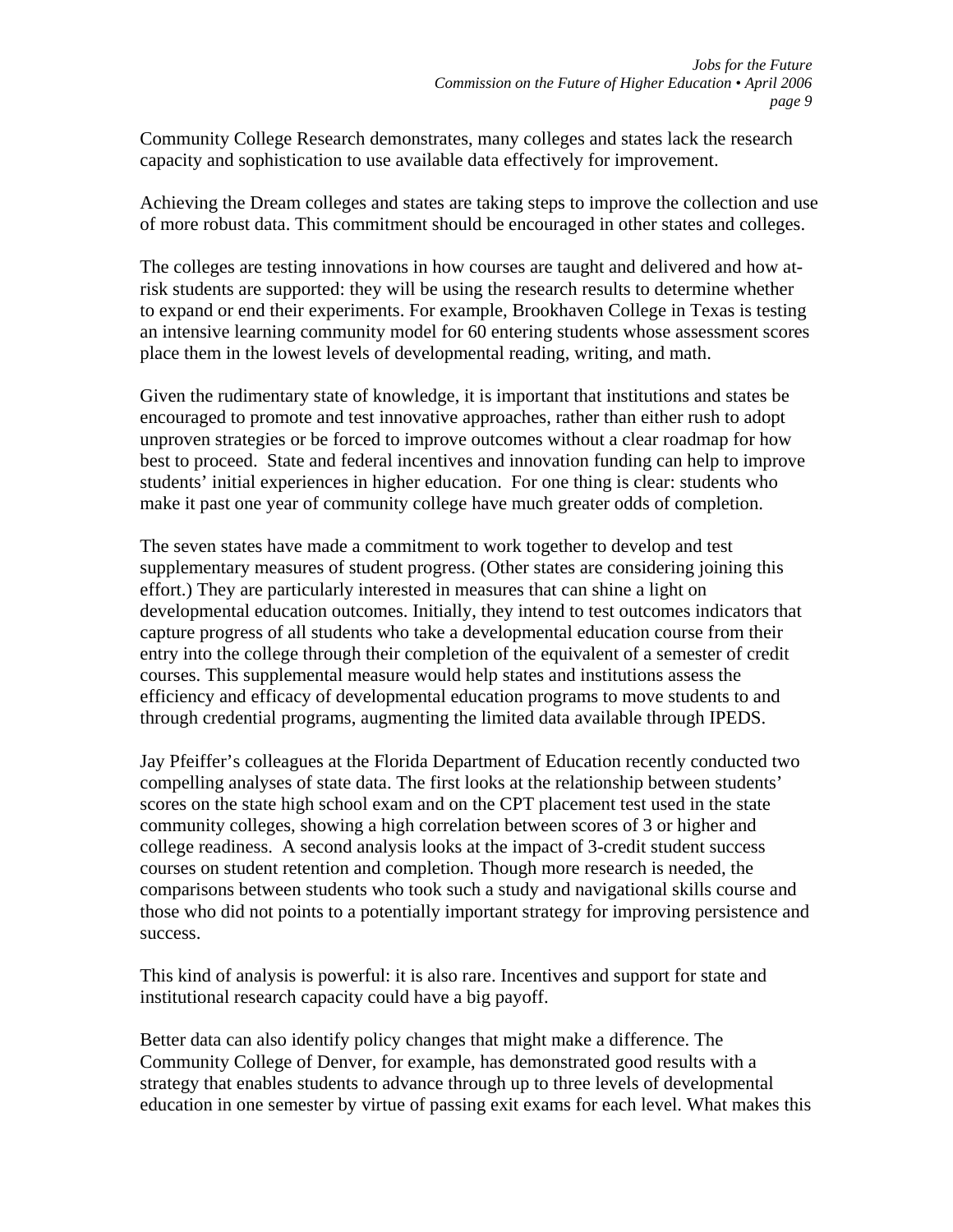Community College Research demonstrates, many colleges and states lack the research capacity and sophistication to use available data effectively for improvement.

Achieving the Dream colleges and states are taking steps to improve the collection and use of more robust data. This commitment should be encouraged in other states and colleges.

The colleges are testing innovations in how courses are taught and delivered and how at-risk students are supported: they will be using the research results to determine whether to expand or end their experiments. For example, Brookhaven College in Texas is testing an intensive learning community model for 60 entering students whose assessment scores place them in the lowest levels of developmental reading, writing, and math.

Given the rudimentary state of knowledge, it is important that institutions and states be encouraged to promote and test innovative approaches, rather than either rush to adopt unproven strategies or be forced to improve outcomes without a clear roadmap for how best to proceed. State and federal incentives and innovation funding can help to improve students' initial experiences in higher education. For one thing is clear: students who make it past one year of community college have much greater odds of completion.

The seven states have made a commitment to work together to develop and test supplementary measures of student progress. (Other states are considering joining this effort.) They are particularly interested in measures that can shine a light on developmental education outcomes. Initially, they intend to test outcomes indicators that capture progress of all students who take a developmental education course from their entry into the college through their completion of the equivalent of a semester of credit courses. This supplemental measure would help states and institutions assess the efficiency and efficacy of developmental education programs to move students to and through credential programs, augmenting the limited data available through IPEDS.

Jay Pfeiffer's colleagues at the Florida Department of Education recently conducted two compelling analyses of state data. The first looks at the relationship between students' scores on the state high school exam and on the CPT placement test used in the state community colleges, showing a high correlation between scores of 3 or higher and college readiness. A second analysis looks at the impact of 3-credit student success courses on student retention and completion. Though more research is needed, the comparisons between students who took such a study and navigational skills course and those who did not points to a potentially important strategy for improving persistence and success.

This kind of analysis is powerful: it is also rare. Incentives and support for state and institutional research capacity could have a big payoff.

Better data can also identify policy changes that might make a difference. The Community College of Denver, for example, has demonstrated good results with a strategy that enables students to advance through up to three levels of developmental education in one semester by virtue of passing exit exams for each level. What makes this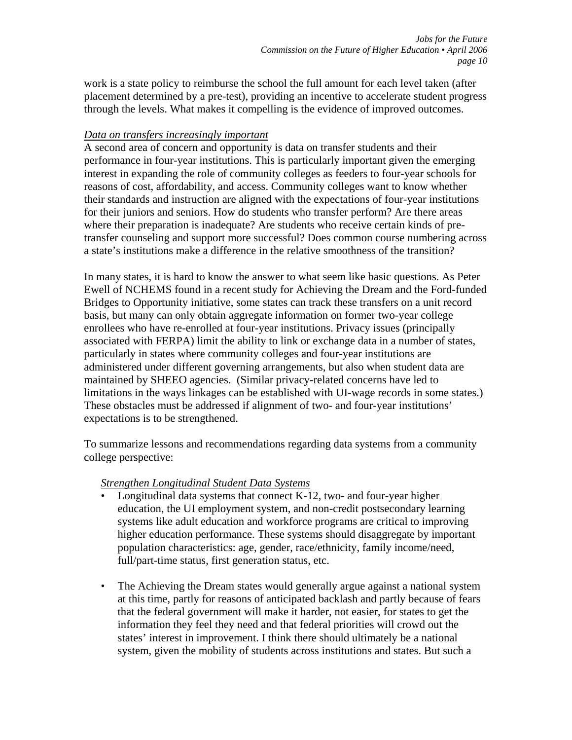work is a state policy to reimburse the school the full amount for each level taken (after placement determined by a pre-test), providing an incentive to accelerate student progress through the levels. What makes it compelling is the evidence of improved outcomes.

*Data on transfers increasingly important*

A second area of concern and opportunity is data on transfer students and their performance in four-year institutions. This is particularly important given the emerging interest in expanding the role of community colleges as feeders to four-year schools for reasons of cost, affordability, and access. Community colleges want to know whether their standards and instruction are aligned with the expectations of four-year institutions for their juniors and seniors. How do students who transfer perform? Are there areas where their preparation is inadequate? Are students who receive certain kinds of pre-transfer counseling and support more successful? Does common course numbering across a state's institutions make a difference in the relative smoothness of the transition?

In many states, it is hard to know the answer to what seem like basic questions. As Peter Ewell of NCHEMS found in a recent study for Achieving the Dream and the Ford-funded Bridges to Opportunity initiative, some states can track these transfers on a unit record basis, but many can only obtain aggregate information on former two-year college enrollees who have re-enrolled at four-year institutions. Privacy issues (principally associated with FERPA) limit the ability to link or exchange data in a number of states, particularly in states where community colleges and four-year institutions are administered under different governing arrangements, but also when student data are maintained by SHEEO agencies. (Similar privacy-related concerns have led to limitations in the ways linkages can be established with UI-wage records in some states.) These obstacles must be addressed if alignment of two- and four-year institutions' expectations is to be strengthened.

To summarize lessons and recommendations regarding data systems from a community college perspective:

*Strengthen Longitudinal Student Data Systems*

- Longitudinal data systems that connect K-12, two- and four-year higher education, the UI employment system, and non-credit postsecondary learning systems like adult education and workforce programs are critical to improving higher education performance. These systems should disaggregate by important population characteristics: age, gender, race/ethnicity, family income/need, full/part-time status, first generation status, etc.

- The Achieving the Dream states would generally argue against a national system at this time, partly for reasons of anticipated backlash and partly because of fears that the federal government will make it harder, not easier, for states to get the information they feel they need and that federal priorities will crowd out the states' interest in improvement. I think there should ultimately be a national system, given the mobility of students across institutions and states. But such a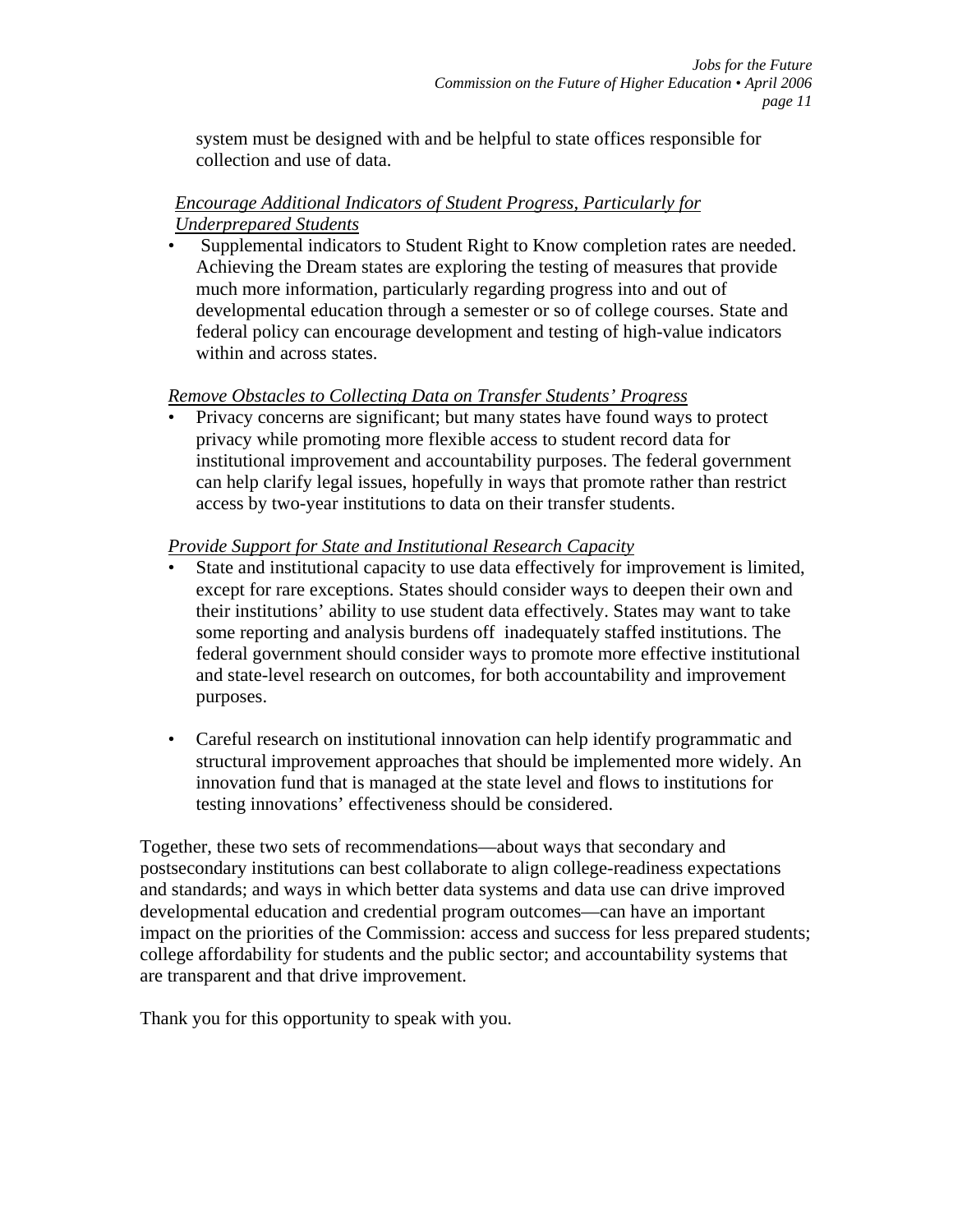system must be designed with and be helpful to state offices responsible for collection and use of data.

*Encourage Additional Indicators of Student Progress, Particularly for Underprepared Students*

- Supplemental indicators to Student Right to Know completion rates are needed. Achieving the Dream states are exploring the testing of measures that provide much more information, particularly regarding progress into and out of developmental education through a semester or so of college courses. State and federal policy can encourage development and testing of high-value indicators within and across states.

*Remove Obstacles to Collecting Data on Transfer Students' Progress*

- Privacy concerns are significant; but many states have found ways to protect privacy while promoting more flexible access to student record data for institutional improvement and accountability purposes. The federal government can help clarify legal issues, hopefully in ways that promote rather than restrict access by two-year institutions to data on their transfer students.

*Provide Support for State and Institutional Research Capacity*

- State and institutional capacity to use data effectively for improvement is limited, except for rare exceptions. States should consider ways to deepen their own and their institutions' ability to use student data effectively. States may want to take some reporting and analysis burdens off inadequately staffed institutions. The federal government should consider ways to promote more effective institutional and state-level research on outcomes, for both accountability and improvement purposes.

- Careful research on institutional innovation can help identify programmatic and structural improvement approaches that should be implemented more widely. An innovation fund that is managed at the state level and flows to institutions for testing innovations' effectiveness should be considered.

Together, these two sets of recommendations—about ways that secondary and postsecondary institutions can best collaborate to align college-readiness expectations and standards; and ways in which better data systems and data use can drive improved developmental education and credential program outcomes—can have an important impact on the priorities of the Commission: access and success for less prepared students; college affordability for students and the public sector; and accountability systems that are transparent and that drive improvement.

Thank you for this opportunity to speak with you.